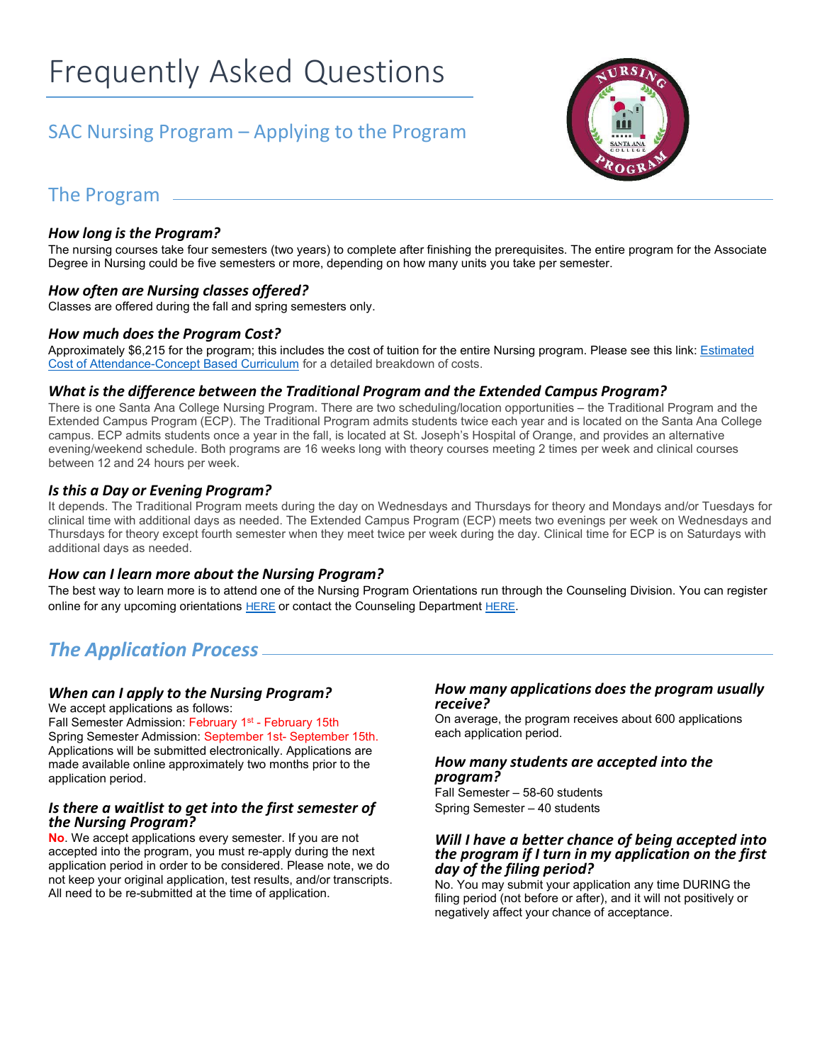# Frequently Asked Questions

## SAC Nursing Program – Applying to the Program

## The Program

### *How long is the Program?*

The nursing courses take four semesters (two years) to complete after finishing the prerequisites. The entire program for the Associate Degree in Nursing could be five semesters or more, depending on how many units you take per semester.

### *How often are Nursing classes offered?*

Classes are offered during the fall and spring semesters only.

### *How much does the Program Cost?*

Approximately $6,215 for the program; this includes the cost of tuition for the entire Nursing program. Please see this link: Estimated Cost of Attendance-Concept Based Curriculum for a detailed breakdown of costs.

### *What is the difference between the Traditional Program and the Extended Campus Program?*

There is one Santa Ana College Nursing Program. There are two scheduling/location opportunities – the Traditional Program and the Extended Campus Program (ECP). The Traditional Program admits students twice each year and is located on the Santa Ana College campus. ECP admits students once a year in the fall, is located at St. Joseph's Hospital of Orange, and provides an alternative evening/weekend schedule. Both programs are 16 weeks long with theory courses meeting 2 times per week and clinical courses between 12 and 24 hours per week.

### *Is this a Day or Evening Program?*

It depends. The Traditional Program meets during the day on Wednesdays and Thursdays for theory and Mondays and/or Tuesdays for clinical time with additional days as needed. The Extended Campus Program (ECP) meets two evenings per week on Wednesdays and Thursdays for theory except fourth semester when they meet twice per week during the day. Clinical time for ECP is on Saturdays with additional days as needed.

### *How can I learn more about the Nursing Program?*

The best way to learn more is to attend one of the Nursing Program Orientations run through the Counseling Division. You can register online for any upcoming orientations HERE or contact the Counseling Department HERE.

## *The Application Process*

### *When can I apply to the Nursing Program?*

We accept applications as follows:
Fall Semester Admission: February 1st - February 15th
Spring Semester Admission: September 1st- September 15th.
Applications will be submitted electronically. Applications are made available online approximately two months prior to the application period.

### *Is there a waitlist to get into the first semester of the Nursing Program?*

**No**. We accept applications every semester. If you are not accepted into the program, you must re-apply during the next application period in order to be considered. Please note, we do not keep your original application, test results, and/or transcripts. All need to be re-submitted at the time of application.

### *How many applications does the program usually receive?*

On average, the program receives about 600 applications each application period.

### *How many students are accepted into the program?*

Fall Semester – 58-60 students
Spring Semester – 40 students

### *Will I have a better chance of being accepted into the program if I turn in my application on the first day of the filing period?*

No. You may submit your application any time DURING the filing period (not before or after), and it will not positively or negatively affect your chance of acceptance.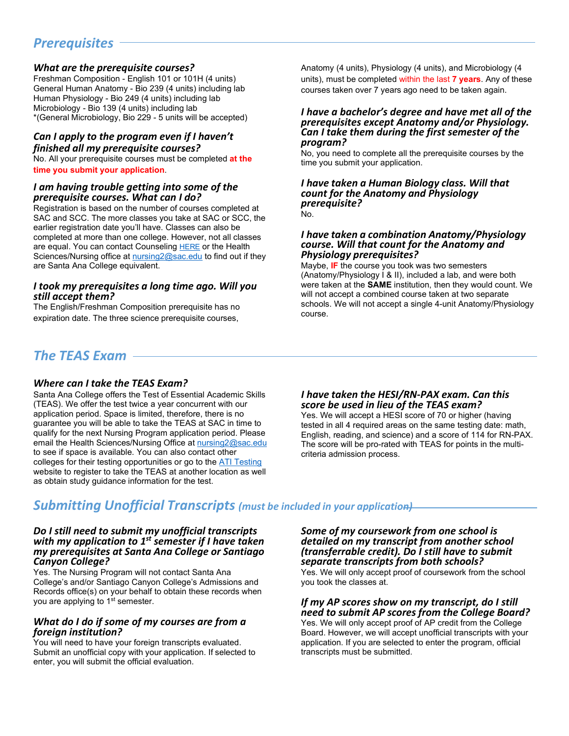## *Prerequisites*

### *What are the prerequisite courses?*

Freshman Composition - English 101 or 101H (4 units)
General Human Anatomy - Bio 239 (4 units) including lab
Human Physiology - Bio 249 (4 units) including lab
Microbiology - Bio 139 (4 units) including lab
*(General Microbiology, Bio 229 - 5 units will be accepted)

### *Can I apply to the program even if I haven't finished all my prerequisite courses?*

No. All your prerequisite courses must be completed **at the time you submit your application**.

### *I am having trouble getting into some of the prerequisite courses. What can I do?*

Registration is based on the number of courses completed at SAC and SCC. The more classes you take at SAC or SCC, the earlier registration date you'll have. Classes can also be completed at more than one college. However, not all classes are equal. You can contact Counseling HERE or the Health Sciences/Nursing office at nursing2@sac.edu to find out if they are Santa Ana College equivalent.

### *I took my prerequisites a long time ago. Will you still accept them?*

The English/Freshman Composition prerequisite has no expiration date. The three science prerequisite courses, Anatomy (4 units), Physiology (4 units), and Microbiology (4 units), must be completed within the last **7 years**. Any of these courses taken over 7 years ago need to be taken again.

### *I have a bachelor's degree and have met all of the prerequisites except Anatomy and/or Physiology. Can I take them during the first semester of the program?*

No, you need to complete all the prerequisite courses by the time you submit your application.

### *I have taken a Human Biology class. Will that count for the Anatomy and Physiology prerequisite?*

No.

### *I have taken a combination Anatomy/Physiology course. Will that count for the Anatomy and Physiology prerequisites?*

Maybe, **IF** the course you took was two semesters (Anatomy/Physiology I & II), included a lab, and were both were taken at the **SAME** institution, then they would count. We will not accept a combined course taken at two separate schools. We will not accept a single 4-unit Anatomy/Physiology course.

## *The TEAS Exam*

### *Where can I take the TEAS Exam?*

Santa Ana College offers the Test of Essential Academic Skills (TEAS). We offer the test twice a year concurrent with our application period. Space is limited, therefore, there is no guarantee you will be able to take the TEAS at SAC in time to qualify for the next Nursing Program application period. Please email the Health Sciences/Nursing Office at nursing2@sac.edu to see if space is available. You can also contact other colleges for their testing opportunities or go to the ATI Testing website to register to take the TEAS at another location as well as obtain study guidance information for the test.

### *I have taken the HESI/RN-PAX exam. Can this score be used in lieu of the TEAS exam?*

Yes. We will accept a HESI score of 70 or higher (having tested in all 4 required areas on the same testing date: math, English, reading, and science) and a score of 114 for RN-PAX. The score will be pro-rated with TEAS for points in the multi-criteria admission process.

## *Submitting Unofficial Transcripts* *(must be included in your application)*

### *Do I still need to submit my unofficial transcripts with my application to 1st semester if I have taken my prerequisites at Santa Ana College or Santiago Canyon College?*

Yes. The Nursing Program will not contact Santa Ana College's and/or Santiago Canyon College's Admissions and Records office(s) on your behalf to obtain these records when you are applying to 1st semester.

### *What do I do if some of my courses are from a foreign institution?*

You will need to have your foreign transcripts evaluated. Submit an unofficial copy with your application. If selected to enter, you will submit the official evaluation.

### *Some of my coursework from one school is detailed on my transcript from another school (transferrable credit). Do I still have to submit separate transcripts from both schools?*

Yes. We will only accept proof of coursework from the school you took the classes at.

### *If my AP scores show on my transcript, do I still need to submit AP scores from the College Board?*

Yes. We will only accept proof of AP credit from the College Board. However, we will accept unofficial transcripts with your application. If you are selected to enter the program, official transcripts must be submitted.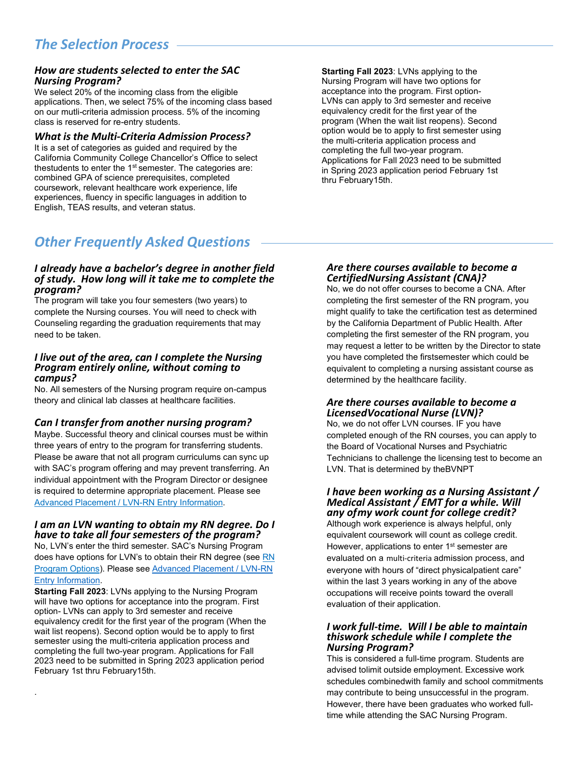## *The Selection Process*

### *How are students selected to enter the SAC Nursing Program?*

We select 20% of the incoming class from the eligible applications. Then, we select 75% of the incoming class based on our mutli-criteria admission process. 5% of the incoming class is reserved for re-entry students.

### *What is the Multi-Criteria Admission Process?*

It is a set of categories as guided and required by the California Community College Chancellor's Office to select thestudents to enter the 1st semester. The categories are: combined GPA of science prerequisites, completed coursework, relevant healthcare work experience, life experiences, fluency in specific languages in addition to English, TEAS results, and veteran status.

**Starting Fall 2023**: LVNs applying to the Nursing Program will have two options for acceptance into the program. First option- LVNs can apply to 3rd semester and receive equivalency credit for the first year of the program (When the wait list reopens). Second option would be to apply to first semester using the multi-criteria application process and completing the full two-year program. Applications for Fall 2023 need to be submitted in Spring 2023 application period February 1st thru February15th.

## *Other Frequently Asked Questions*

### *I already have a bachelor's degree in another field of study. How long will it take me to complete the program?*

The program will take you four semesters (two years) to complete the Nursing courses. You will need to check with Counseling regarding the graduation requirements that may need to be taken.

### *I live out of the area, can I complete the Nursing Program entirely online, without coming to campus?*

No. All semesters of the Nursing program require on-campus theory and clinical lab classes at healthcare facilities.

### *Can I transfer from another nursing program?*

Maybe. Successful theory and clinical courses must be within three years of entry to the program for transferring students. Please be aware that not all program curriculums can sync up with SAC's program offering and may prevent transferring. An individual appointment with the Program Director or designee is required to determine appropriate placement. Please see [Advanced Placement / LVN-RN Entry Information](#).

### *I am an LVN wanting to obtain my RN degree. Do I have to take all four semesters of the program?*

No, LVN's enter the third semester. SAC's Nursing Program does have options for LVN's to obtain their RN degree (see [RN Program Options](#)). Please see [Advanced Placement / LVN-RN Entry Information](#).

**Starting Fall 2023**: LVNs applying to the Nursing Program will have two options for acceptance into the program. First option- LVNs can apply to 3rd semester and receive equivalency credit for the first year of the program (When the wait list reopens). Second option would be to apply to first semester using the multi-criteria application process and completing the full two-year program. Applications for Fall 2023 need to be submitted in Spring 2023 application period February 1st thru February15th.

.

### *Are there courses available to become a CertifiedNursing Assistant (CNA)?*

No, we do not offer courses to become a CNA. After completing the first semester of the RN program, you might qualify to take the certification test as determined by the California Department of Public Health. After completing the first semester of the RN program, you may request a letter to be written by the Director to state you have completed the firstsemester which could be equivalent to completing a nursing assistant course as determined by the healthcare facility.

### *Are there courses available to become a LicensedVocational Nurse (LVN)?*

No, we do not offer LVN courses. IF you have completed enough of the RN courses, you can apply to the Board of Vocational Nurses and Psychiatric Technicians to challenge the licensing test to become an LVN. That is determined by theBVNPT

### *I have been working as a Nursing Assistant / Medical Assistant / EMT for a while. Will any ofmy work count for college credit?*

Although work experience is always helpful, only equivalent coursework will count as college credit. However, applications to enter 1st semester are evaluated on a multi-criteria admission process, and everyone with hours of "direct physicalpatient care" within the last 3 years working in any of the above occupations will receive points toward the overall evaluation of their application.

### *I work full-time. Will I be able to maintain thiswork schedule while I complete the Nursing Program?*

This is considered a full-time program. Students are advised tolimit outside employment. Excessive work schedules combinedwith family and school commitments may contribute to being unsuccessful in the program. However, there have been graduates who worked full-time while attending the SAC Nursing Program.